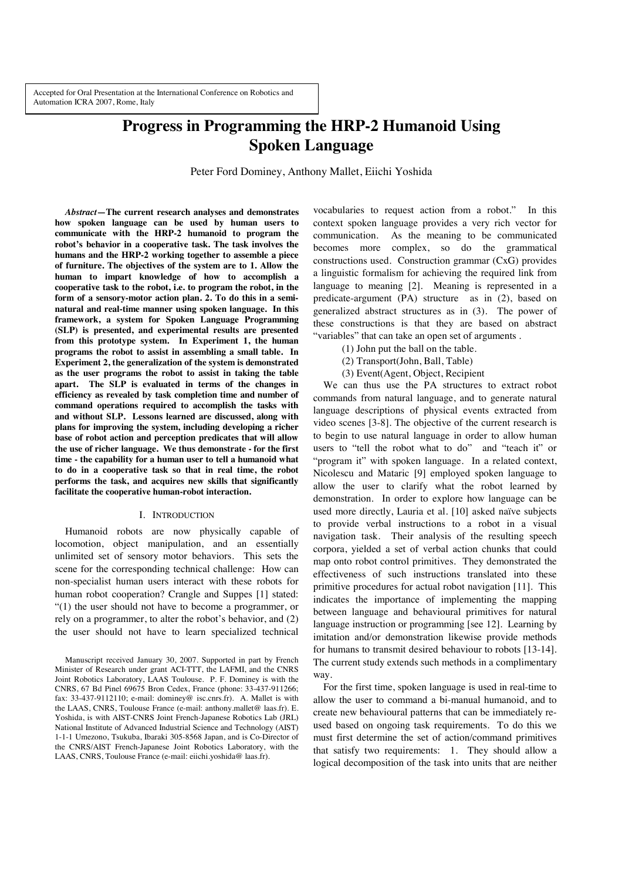Accepted for Oral Presentation at the International Conference on Robotics and Automation ICRA 2007, Rome, Italy

# Progress in Programming the HRP-2 Humanoid Using Spoken Language

Peter Ford Dominey, Anthony Mallet, Eiichi Yoshida

***Abstract*—The current research analyses and demonstrates how spoken language can be used by human users to communicate with the HRP-2 humanoid to program the robot's behavior in a cooperative task. The task involves the humans and the HRP-2 working together to assemble a piece of furniture. The objectives of the system are to 1. Allow the human to impart knowledge of how to accomplish a cooperative task to the robot, i.e. to program the robot, in the form of a sensory-motor action plan. 2. To do this in a semi-natural and real-time manner using spoken language. In this framework, a system for Spoken Language Programming (SLP) is presented, and experimental results are presented from this prototype system. In Experiment 1, the human programs the robot to assist in assembling a small table. In Experiment 2, the generalization of the system is demonstrated as the user programs the robot to assist in taking the table apart. The SLP is evaluated in terms of the changes in efficiency as revealed by task completion time and number of command operations required to accomplish the tasks with and without SLP. Lessons learned are discussed, along with plans for improving the system, including developing a richer base of robot action and perception predicates that will allow the use of richer language. We thus demonstrate - for the first time - the capability for a human user to tell a humanoid what to do in a cooperative task so that in real time, the robot performs the task, and acquires new skills that significantly facilitate the cooperative human-robot interaction.**

## I. Introduction

Humanoid robots are now physically capable of locomotion, object manipulation, and an essentially unlimited set of sensory motor behaviors. This sets the scene for the corresponding technical challenge: How can non-specialist human users interact with these robots for human robot cooperation? Crangle and Suppes [1] stated: "(1) the user should not have to become a programmer, or rely on a programmer, to alter the robot's behavior, and (2) the user should not have to learn specialized technical vocabularies to request action from a robot." In this context spoken language provides a very rich vector for communication. As the meaning to be communicated becomes more complex, so do the grammatical constructions used. Construction grammar (CxG) provides a linguistic formalism for achieving the required link from language to meaning [2]. Meaning is represented in a predicate-argument (PA) structure as in (2), based on generalized abstract structures as in (3). The power of these constructions is that they are based on abstract "variables" that can take an open set of arguments .

(1) John put the ball on the table.

(2) Transport(John, Ball, Table)

(3) Event(Agent, Object, Recipient

We can thus use the PA structures to extract robot commands from natural language, and to generate natural language descriptions of physical events extracted from video scenes [3-8]. The objective of the current research is to begin to use natural language in order to allow human users to "tell the robot what to do" and "teach it" or "program it" with spoken language. In a related context, Nicolescu and Mataric [9] employed spoken language to allow the user to clarify what the robot learned by demonstration. In order to explore how language can be used more directly, Lauria et al. [10] asked naïve subjects to provide verbal instructions to a robot in a visual navigation task. Their analysis of the resulting speech corpora, yielded a set of verbal action chunks that could map onto robot control primitives. They demonstrated the effectiveness of such instructions translated into these primitive procedures for actual robot navigation [11]. This indicates the importance of implementing the mapping between language and behavioural primitives for natural language instruction or programming [see 12]. Learning by imitation and/or demonstration likewise provide methods for humans to transmit desired behaviour to robots [13-14]. The current study extends such methods in a complimentary way.

For the first time, spoken language is used in real-time to allow the user to command a bi-manual humanoid, and to create new behavioural patterns that can be immediately re-used based on ongoing task requirements. To do this we must first determine the set of action/command primitives that satisfy two requirements: 1. They should allow a logical decomposition of the task into units that are neither

Manuscript received January 30, 2007. Supported in part by French Minister of Research under grant ACI-TTT, the LAFMI, and the CNRS Joint Robotics Laboratory, LAAS Toulouse. P. F. Dominey is with the CNRS, 67 Bd Pinel 69675 Bron Cedex, France (phone: 33-437-911266; fax: 33-437-9112110; e-mail: dominey@ isc.cnrs.fr). A. Mallet is with the LAAS, CNRS, Toulouse France (e-mail: anthony.mallet@ laas.fr). E. Yoshida, is with AIST-CNRS Joint French-Japanese Robotics Lab (JRL) National Institute of Advanced Industrial Science and Technology (AIST) 1-1-1 Umezono, Tsukuba, Ibaraki 305-8568 Japan, and is Co-Director of the CNRS/AIST French-Japanese Joint Robotics Laboratory, with the LAAS, CNRS, Toulouse France (e-mail: eiichi.yoshida@ laas.fr).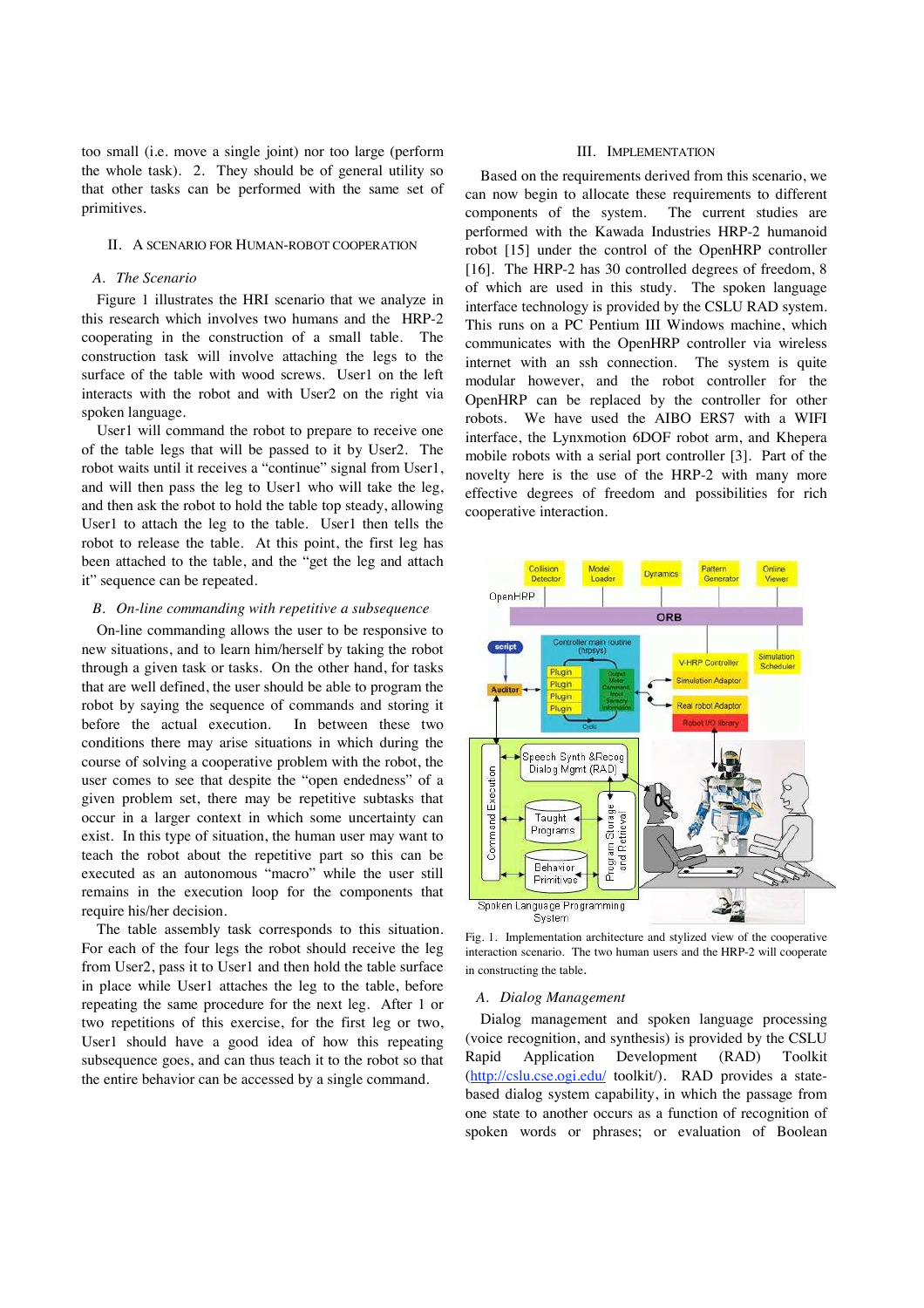too small (i.e. move a single joint) nor too large (perform the whole task). 2. They should be of general utility so that other tasks can be performed with the same set of primitives.

## II. A Scenario for Human-Robot Cooperation

### A. The Scenario

Figure 1 illustrates the HRI scenario that we analyze in this research which involves two humans and the HRP-2 cooperating in the construction of a small table. The construction task will involve attaching the legs to the surface of the table with wood screws. User1 on the left interacts with the robot and with User2 on the right via spoken language.

User1 will command the robot to prepare to receive one of the table legs that will be passed to it by User2. The robot waits until it receives a "continue" signal from User1, and will then pass the leg to User1 who will take the leg, and then ask the robot to hold the table top steady, allowing User1 to attach the leg to the table. User1 then tells the robot to release the table. At this point, the first leg has been attached to the table, and the "get the leg and attach it" sequence can be repeated.

### B. On-line commanding with repetitive a subsequence

On-line commanding allows the user to be responsive to new situations, and to learn him/herself by taking the robot through a given task or tasks. On the other hand, for tasks that are well defined, the user should be able to program the robot by saying the sequence of commands and storing it before the actual execution. In between these two conditions there may arise situations in which during the course of solving a cooperative problem with the robot, the user comes to see that despite the "open endedness" of a given problem set, there may be repetitive subtasks that occur in a larger context in which some uncertainty can exist. In this type of situation, the human user may want to teach the robot about the repetitive part so this can be executed as an autonomous "macro" while the user still remains in the execution loop for the components that require his/her decision.

The table assembly task corresponds to this situation. For each of the four legs the robot should receive the leg from User2, pass it to User1 and then hold the table surface in place while User1 attaches the leg to the table, before repeating the same procedure for the next leg. After 1 or two repetitions of this exercise, for the first leg or two, User1 should have a good idea of how this repeating subsequence goes, and can thus teach it to the robot so that the entire behavior can be accessed by a single command.

## III. Implementation

Based on the requirements derived from this scenario, we can now begin to allocate these requirements to different components of the system. The current studies are performed with the Kawada Industries HRP-2 humanoid robot [15] under the control of the OpenHRP controller [16]. The HRP-2 has 30 controlled degrees of freedom, 8 of which are used in this study. The spoken language interface technology is provided by the CSLU RAD system. This runs on a PC Pentium III Windows machine, which communicates with the OpenHRP controller via wireless internet with an ssh connection. The system is quite modular however, and the robot controller for the OpenHRP can be replaced by the controller for other robots. We have used the AIBO ERS7 with a WIFI interface, the Lynxmotion 6DOF robot arm, and Khepera mobile robots with a serial port controller [3]. Part of the novelty here is the use of the HRP-2 with many more effective degrees of freedom and possibilities for rich cooperative interaction.

Fig. 1. Implementation architecture and stylized view of the cooperative interaction scenario. The two human users and the HRP-2 will cooperate in constructing the table.

### A. Dialog Management

Dialog management and spoken language processing (voice recognition, and synthesis) is provided by the CSLU Rapid Application Development (RAD) Toolkit (http://cslu.cse.ogi.edu/ toolkit/). RAD provides a state-based dialog system capability, in which the passage from one state to another occurs as a function of recognition of spoken words or phrases; or evaluation of Boolean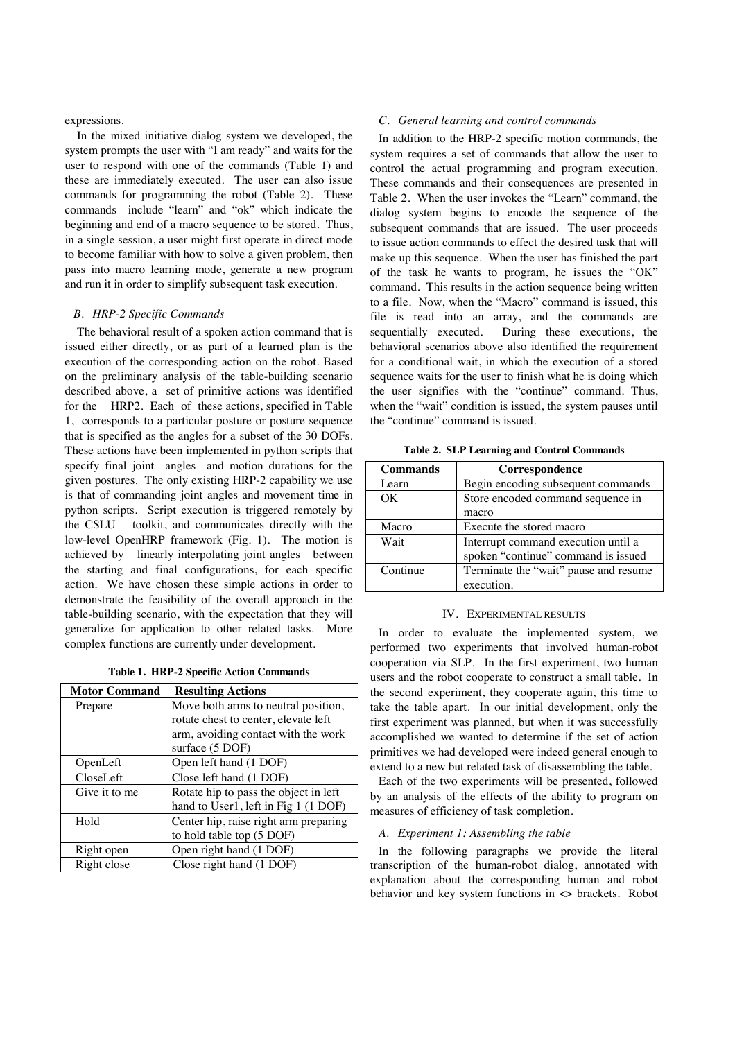expressions.

In the mixed initiative dialog system we developed, the system prompts the user with "I am ready" and waits for the user to respond with one of the commands (Table 1) and these are immediately executed. The user can also issue commands for programming the robot (Table 2). These commands include "learn" and "ok" which indicate the beginning and end of a macro sequence to be stored. Thus, in a single session, a user might first operate in direct mode to become familiar with how to solve a given problem, then pass into macro learning mode, generate a new program and run it in order to simplify subsequent task execution.

### *B. HRP-2 Specific Commands*

The behavioral result of a spoken action command that is issued either directly, or as part of a learned plan is the execution of the corresponding action on the robot. Based on the preliminary analysis of the table-building scenario described above, a set of primitive actions was identified for the HRP2. Each of these actions, specified in Table 1, corresponds to a particular posture or posture sequence that is specified as the angles for a subset of the 30 DOFs. These actions have been implemented in python scripts that specify final joint angles and motion durations for the given postures. The only existing HRP-2 capability we use is that of commanding joint angles and movement time in python scripts. Script execution is triggered remotely by the CSLU toolkit, and communicates directly with the low-level OpenHRP framework (Fig. 1). The motion is achieved by linearly interpolating joint angles between the starting and final configurations, for each specific action. We have chosen these simple actions in order to demonstrate the feasibility of the overall approach in the table-building scenario, with the expectation that they will generalize for application to other related tasks. More complex functions are currently under development.

**Table 1. HRP-2 Specific Action Commands**

| Motor Command | Resulting Actions |
|---|---|
| Prepare | Move both arms to neutral position, rotate chest to center, elevate left arm, avoiding contact with the work surface (5 DOF) |
| OpenLeft | Open left hand (1 DOF) |
| CloseLeft | Close left hand (1 DOF) |
| Give it to me | Rotate hip to pass the object in left hand to User1, left in Fig 1 (1 DOF) |
| Hold | Center hip, raise right arm preparing to hold table top (5 DOF) |
| Right open | Open right hand (1 DOF) |
| Right close | Close right hand (1 DOF) |

### *C. General learning and control commands*

In addition to the HRP-2 specific motion commands, the system requires a set of commands that allow the user to control the actual programming and program execution. These commands and their consequences are presented in Table 2. When the user invokes the "Learn" command, the dialog system begins to encode the sequence of the subsequent commands that are issued. The user proceeds to issue action commands to effect the desired task that will make up this sequence. When the user has finished the part of the task he wants to program, he issues the "OK" command. This results in the action sequence being written to a file. Now, when the "Macro" command is issued, this file is read into an array, and the commands are sequentially executed. During these executions, the behavioral scenarios above also identified the requirement for a conditional wait, in which the execution of a stored sequence waits for the user to finish what he is doing which the user signifies with the "continue" command. Thus, when the "wait" condition is issued, the system pauses until the "continue" command is issued.

**Table 2. SLP Learning and Control Commands**

| Commands | Correspondence |
|---|---|
| Learn | Begin encoding subsequent commands |
| OK | Store encoded command sequence in macro |
| Macro | Execute the stored macro |
| Wait | Interrupt command execution until a spoken "continue" command is issued |
| Continue | Terminate the "wait" pause and resume execution. |

## IV. EXPERIMENTAL RESULTS

In order to evaluate the implemented system, we performed two experiments that involved human-robot cooperation via SLP. In the first experiment, two human users and the robot cooperate to construct a small table. In the second experiment, they cooperate again, this time to take the table apart. In our initial development, only the first experiment was planned, but when it was successfully accomplished we wanted to determine if the set of action primitives we had developed were indeed general enough to extend to a new but related task of disassembling the table.

Each of the two experiments will be presented, followed by an analysis of the effects of the ability to program on measures of efficiency of task completion.

### *A. Experiment 1: Assembling the table*

In the following paragraphs we provide the literal transcription of the human-robot dialog, annotated with explanation about the corresponding human and robot behavior and key system functions in <> brackets. Robot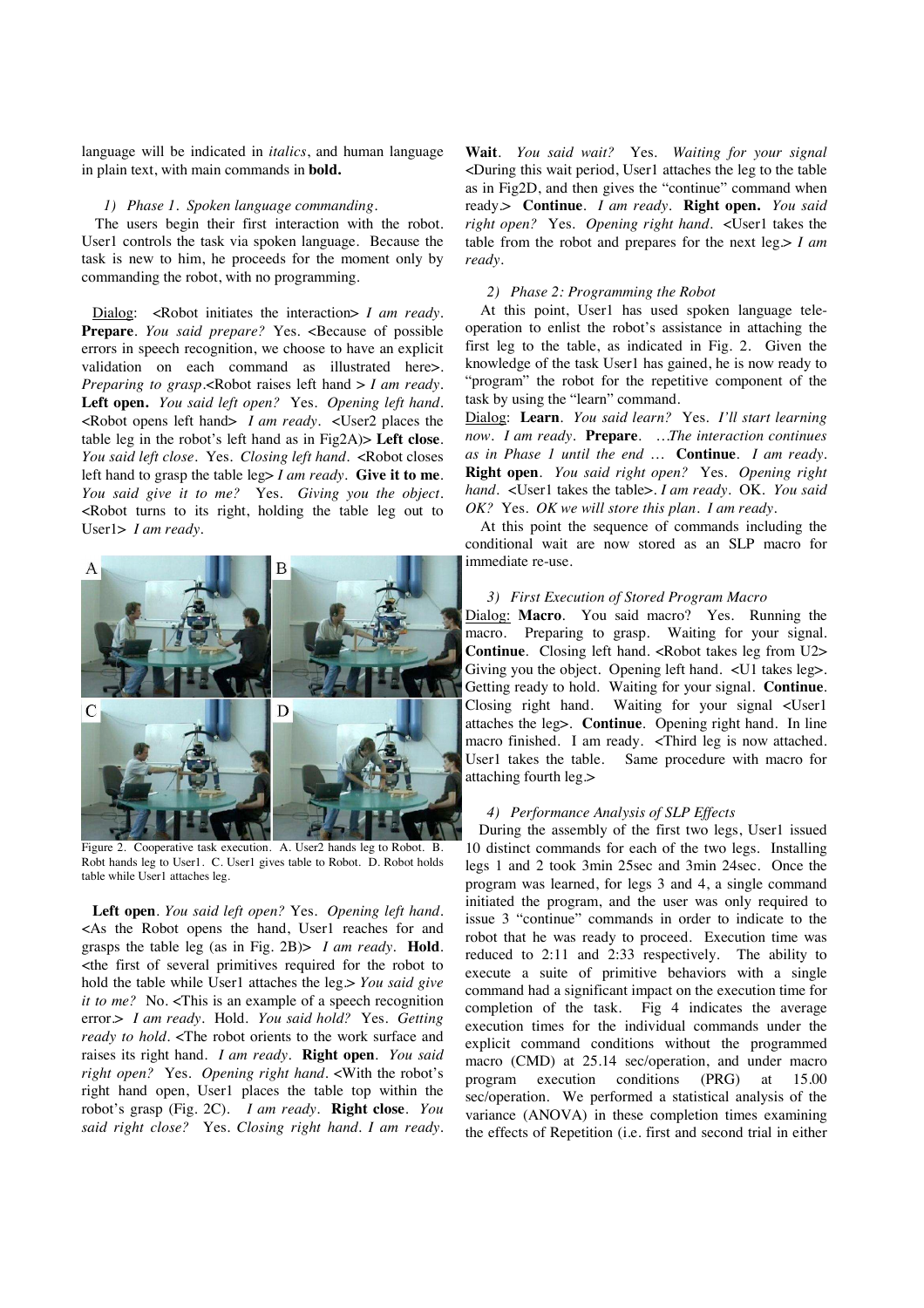language will be indicated in *italics*, and human language in plain text, with main commands in **bold.**

*1) Phase 1. Spoken language commanding.*

The users begin their first interaction with the robot. User1 controls the task via spoken language. Because the task is new to him, he proceeds for the moment only by commanding the robot, with no programming.

Dialog: <Robot initiates the interaction> *I am ready*. **Prepare**. *You said prepare?* Yes. <Because of possible errors in speech recognition, we choose to have an explicit validation on each command as illustrated here>. *Preparing to grasp*.<Robot raises left hand > *I am ready*. **Left open.** *You said left open?* Yes. *Opening left hand*. <Robot opens left hand> *I am ready*. <User2 places the table leg in the robot's left hand as in Fig2A)> **Left close**. *You said left close*. Yes. *Closing left hand*. <Robot closes left hand to grasp the table leg> *I am ready*. **Give it to me**. *You said give it to me?* Yes. *Giving you the object*. <Robot turns to its right, holding the table leg out to User1> *I am ready*.

Figure 2. Cooperative task execution. A. User2 hands leg to Robot. B. Robt hands leg to User1. C. User1 gives table to Robot. D. Robot holds table while User1 attaches leg.

**Left open**. *You said left open?* Yes. *Opening left hand*. <As the Robot opens the hand, User1 reaches for and grasps the table leg (as in Fig. 2B)> *I am ready*. **Hold**. <the first of several primitives required for the robot to hold the table while User1 attaches the leg.> *You said give it to me?* No. <This is an example of a speech recognition error.> *I am ready*. Hold. *You said hold?* Yes. *Getting ready to hold*. <The robot orients to the work surface and raises its right hand. *I am ready*. **Right open**. *You said right open?* Yes. *Opening right hand*. <With the robot's right hand open, User1 places the table top within the robot's grasp (Fig. 2C). *I am ready*. **Right close**. *You said right close?* Yes. *Closing right hand. I am ready*. **Wait**. *You said wait?* Yes. *Waiting for your signal* <During this wait period, User1 attaches the leg to the table as in Fig2D, and then gives the "continue" command when ready.> **Continue**. *I am ready*. **Right open.** *You said right open?* Yes. *Opening right hand*. <User1 takes the table from the robot and prepares for the next leg.> *I am ready*.

*2) Phase 2: Programming the Robot*

At this point, User1 has used spoken language tele-operation to enlist the robot's assistance in attaching the first leg to the table, as indicated in Fig. 2. Given the knowledge of the task User1 has gained, he is now ready to "program" the robot for the repetitive component of the task by using the "learn" command.

Dialog: **Learn**. *You said learn?* Yes. *I'll start learning now*. *I am ready*. **Prepare**. *…The interaction continues as in Phase 1 until the end …* **Continue**. *I am ready*. **Right open**. *You said right open?* Yes. *Opening right hand*. <User1 takes the table>. *I am ready*. OK. *You said OK?* Yes. *OK we will store this plan*. *I am ready*.

At this point the sequence of commands including the conditional wait are now stored as an SLP macro for immediate re-use.

*3) First Execution of Stored Program Macro*

Dialog: **Macro**. You said macro? Yes. Running the macro. Preparing to grasp. Waiting for your signal. **Continue**. Closing left hand. <Robot takes leg from U2> Giving you the object. Opening left hand. <U1 takes leg>. Getting ready to hold. Waiting for your signal. **Continue**. Closing right hand. Waiting for your signal <User1 attaches the leg>. **Continue**. Opening right hand. In line macro finished. I am ready. <Third leg is now attached. User1 takes the table. Same procedure with macro for attaching fourth leg.>

*4) Performance Analysis of SLP Effects*

During the assembly of the first two legs, User1 issued 10 distinct commands for each of the two legs. Installing legs 1 and 2 took 3min 25sec and 3min 24sec. Once the program was learned, for legs 3 and 4, a single command initiated the program, and the user was only required to issue 3 "continue" commands in order to indicate to the robot that he was ready to proceed. Execution time was reduced to 2:11 and 2:33 respectively. The ability to execute a suite of primitive behaviors with a single command had a significant impact on the execution time for completion of the task. Fig 4 indicates the average execution times for the individual commands under the explicit command conditions without the programmed macro (CMD) at 25.14 sec/operation, and under macro program execution conditions (PRG) at 15.00 sec/operation. We performed a statistical analysis of the variance (ANOVA) in these completion times examining the effects of Repetition (i.e. first and second trial in either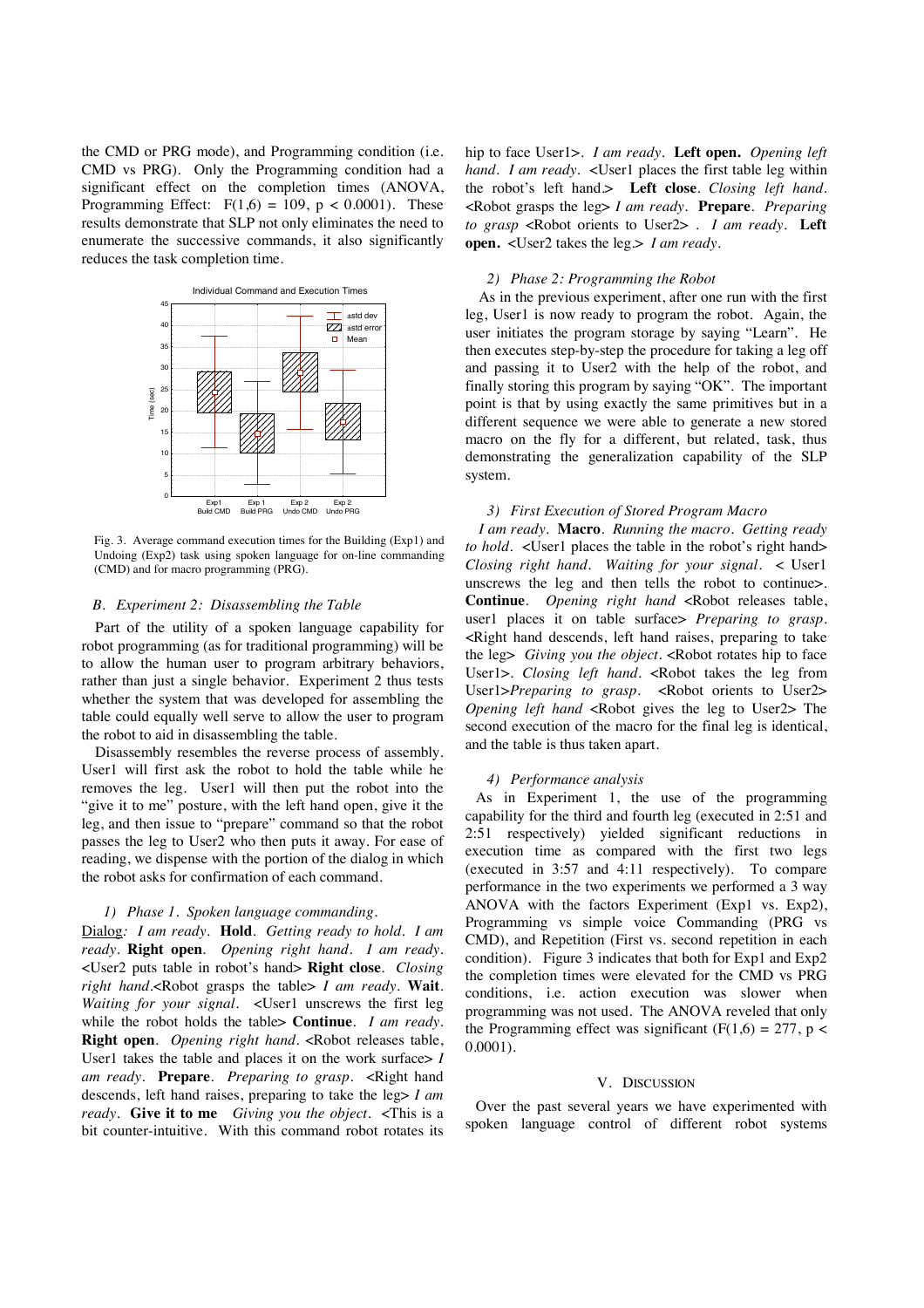the CMD or PRG mode), and Programming condition (i.e. CMD vs PRG). Only the Programming condition had a significant effect on the completion times (ANOVA, Programming Effect: $F(1,6) = 109$, $p < 0.0001$). These results demonstrate that SLP not only eliminates the need to enumerate the successive commands, it also significantly reduces the task completion time.

Fig. 3. Average command execution times for the Building (Exp1) and Undoing (Exp2) task using spoken language for on-line commanding (CMD) and for macro programming (PRG).

### B. Experiment 2: Disassembling the Table

Part of the utility of a spoken language capability for robot programming (as for traditional programming) will be to allow the human user to program arbitrary behaviors, rather than just a single behavior. Experiment 2 thus tests whether the system that was developed for assembling the table could equally well serve to allow the user to program the robot to aid in disassembling the table.

Disassembly resembles the reverse process of assembly. User1 will first ask the robot to hold the table while he removes the leg. User1 will then put the robot into the "give it to me" posture, with the left hand open, give it the leg, and then issue to "prepare" command so that the robot passes the leg to User2 who then puts it away. For ease of reading, we dispense with the portion of the dialog in which the robot asks for confirmation of each command.

#### 1) Phase 1. Spoken language commanding.

Dialog*: I am ready*. **Hold**. *Getting ready to hold*. *I am ready*. **Right open**. *Opening right hand*. *I am ready*. <User2 puts table in robot's hand> **Right close**. *Closing right hand*.<Robot grasps the table> *I am ready*. **Wait**. *Waiting for your signal*. <User1 unscrews the first leg while the robot holds the table> **Continue**. *I am ready*. **Right open**. *Opening right hand*. <Robot releases table, User1 takes the table and places it on the work surface> *I am ready*. **Prepare**. *Preparing to grasp*. <Right hand descends, left hand raises, preparing to take the leg> *I am ready*. **Give it to me** *Giving you the object*. <This is a bit counter-intuitive. With this command robot rotates its hip to face User1>. *I am ready*. **Left open.** *Opening left hand*. *I am ready*. <User1 places the first table leg within the robot's left hand.> **Left close**. *Closing left hand*. <Robot grasps the leg> *I am ready*. **Prepare**. *Preparing to grasp* <Robot orients to User2> . *I am ready*. **Left open.** <User2 takes the leg.> *I am ready*.

#### 2) Phase 2: Programming the Robot

As in the previous experiment, after one run with the first leg, User1 is now ready to program the robot. Again, the user initiates the program storage by saying "Learn". He then executes step-by-step the procedure for taking a leg off and passing it to User2 with the help of the robot, and finally storing this program by saying "OK". The important point is that by using exactly the same primitives but in a different sequence we were able to generate a new stored macro on the fly for a different, but related, task, thus demonstrating the generalization capability of the SLP system.

#### 3) First Execution of Stored Program Macro

*I am ready*. **Macro**. *Running the macro*. *Getting ready to hold*. <User1 places the table in the robot's right hand> *Closing right hand*. *Waiting for your signal*. < User1 unscrews the leg and then tells the robot to continue>. **Continue**. *Opening right hand* <Robot releases table, user1 places it on table surface> *Preparing to grasp*. <Right hand descends, left hand raises, preparing to take the leg> *Giving you the object*. <Robot rotates hip to face User1>. *Closing left hand*. <Robot takes the leg from User1>*Preparing to grasp*. <Robot orients to User2> *Opening left hand* <Robot gives the leg to User2> The second execution of the macro for the final leg is identical, and the table is thus taken apart.

#### 4) Performance analysis

As in Experiment 1, the use of the programming capability for the third and fourth leg (executed in 2:51 and 2:51 respectively) yielded significant reductions in execution time as compared with the first two legs (executed in 3:57 and 4:11 respectively). To compare performance in the two experiments we performed a 3 way ANOVA with the factors Experiment (Exp1 vs. Exp2), Programming vs simple voice Commanding (PRG vs CMD), and Repetition (First vs. second repetition in each condition). Figure 3 indicates that both for Exp1 and Exp2 the completion times were elevated for the CMD vs PRG conditions, i.e. action execution was slower when programming was not used. The ANOVA reveled that only the Programming effect was significant ($F(1,6) = 277$, $p < 0.0001$).

## V. DISCUSSION

Over the past several years we have experimented with spoken language control of different robot systems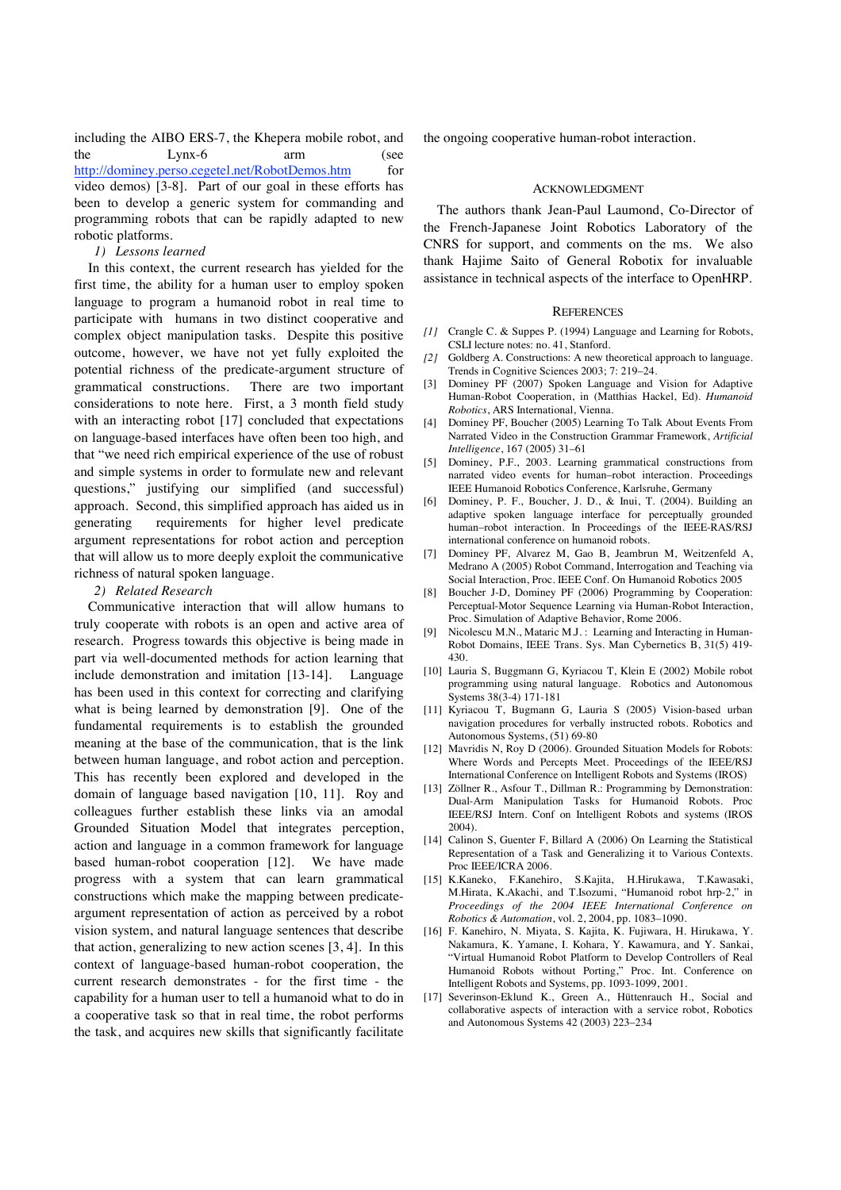including the AIBO ERS-7, the Khepera mobile robot, and the Lynx-6 arm (see http://dominey.perso.cegetel.net/RobotDemos.htm for video demos) [3-8]. Part of our goal in these efforts has been to develop a generic system for commanding and programming robots that can be rapidly adapted to new robotic platforms.

*1) Lessons learned*

In this context, the current research has yielded for the first time, the ability for a human user to employ spoken language to program a humanoid robot in real time to participate with humans in two distinct cooperative and complex object manipulation tasks. Despite this positive outcome, however, we have not yet fully exploited the potential richness of the predicate-argument structure of grammatical constructions. There are two important considerations to note here. First, a 3 month field study with an interacting robot [17] concluded that expectations on language-based interfaces have often been too high, and that "we need rich empirical experience of the use of robust and simple systems in order to formulate new and relevant questions," justifying our simplified (and successful) approach. Second, this simplified approach has aided us in generating requirements for higher level predicate argument representations for robot action and perception that will allow us to more deeply exploit the communicative richness of natural spoken language.

*2) Related Research*

Communicative interaction that will allow humans to truly cooperate with robots is an open and active area of research. Progress towards this objective is being made in part via well-documented methods for action learning that include demonstration and imitation [13-14]. Language has been used in this context for correcting and clarifying what is being learned by demonstration [9]. One of the fundamental requirements is to establish the grounded meaning at the base of the communication, that is the link between human language, and robot action and perception. This has recently been explored and developed in the domain of language based navigation [10, 11]. Roy and colleagues further establish these links via an amodal Grounded Situation Model that integrates perception, action and language in a common framework for language based human-robot cooperation [12]. We have made progress with a system that can learn grammatical constructions which make the mapping between predicate-argument representation of action as perceived by a robot vision system, and natural language sentences that describe that action, generalizing to new action scenes [3, 4]. In this context of language-based human-robot cooperation, the current research demonstrates - for the first time - the capability for a human user to tell a humanoid what to do in a cooperative task so that in real time, the robot performs the task, and acquires new skills that significantly facilitate the ongoing cooperative human-robot interaction.

## Acknowledgment

The authors thank Jean-Paul Laumond, Co-Director of the French-Japanese Joint Robotics Laboratory of the CNRS for support, and comments on the ms. We also thank Hajime Saito of General Robotix for invaluable assistance in technical aspects of the interface to OpenHRP.

## References

[1] Crangle C. & Suppes P. (1994) Language and Learning for Robots, CSLI lecture notes: no. 41, Stanford.

[2] Goldberg A. Constructions: A new theoretical approach to language. Trends in Cognitive Sciences 2003; 7: 219–24.

[3] Dominey PF (2007) Spoken Language and Vision for Adaptive Human-Robot Cooperation, in (Matthias Hackel, Ed). *Humanoid Robotics*, ARS International, Vienna.

[4] Dominey PF, Boucher (2005) Learning To Talk About Events From Narrated Video in the Construction Grammar Framework, *Artificial Intelligence*, 167 (2005) 31–61

[5] Dominey, P.F., 2003. Learning grammatical constructions from narrated video events for human–robot interaction. Proceedings IEEE Humanoid Robotics Conference, Karlsruhe, Germany

[6] Dominey, P. F., Boucher, J. D., & Inui, T. (2004). Building an adaptive spoken language interface for perceptually grounded human–robot interaction. In Proceedings of the IEEE-RAS/RSJ international conference on humanoid robots.

[7] Dominey PF, Alvarez M, Gao B, Jeambrun M, Weitzenfeld A, Medrano A (2005) Robot Command, Interrogation and Teaching via Social Interaction, Proc. IEEE Conf. On Humanoid Robotics 2005

[8] Boucher J-D, Dominey PF (2006) Programming by Cooperation: Perceptual-Motor Sequence Learning via Human-Robot Interaction, Proc. Simulation of Adaptive Behavior, Rome 2006.

[9] Nicolescu M.N., Mataric M.J. : Learning and Interacting in Human-Robot Domains, IEEE Trans. Sys. Man Cybernetics B, 31(5) 419-430.

[10] Lauria S, Buggmann G, Kyriacou T, Klein E (2002) Mobile robot programming using natural language. Robotics and Autonomous Systems 38(3-4) 171-181

[11] Kyriacou T, Bugmann G, Lauria S (2005) Vision-based urban navigation procedures for verbally instructed robots. Robotics and Autonomous Systems, (51) 69-80

[12] Mavridis N, Roy D (2006). Grounded Situation Models for Robots: Where Words and Percepts Meet. Proceedings of the IEEE/RSJ International Conference on Intelligent Robots and Systems (IROS)

[13] Zöllner R., Asfour T., Dillman R.: Programming by Demonstration: Dual-Arm Manipulation Tasks for Humanoid Robots. Proc IEEE/RSJ Intern. Conf on Intelligent Robots and systems (IROS 2004).

[14] Calinon S, Guenter F, Billard A (2006) On Learning the Statistical Representation of a Task and Generalizing it to Various Contexts. Proc IEEE/ICRA 2006.

[15] K.Kaneko, F.Kanehiro, S.Kajita, H.Hirukawa, T.Kawasaki, M.Hirata, K.Akachi, and T.Isozumi, "Humanoid robot hrp-2," in *Proceedings of the 2004 IEEE International Conference on Robotics & Automation*, vol. 2, 2004, pp. 1083–1090.

[16] F. Kanehiro, N. Miyata, S. Kajita, K. Fujiwara, H. Hirukawa, Y. Nakamura, K. Yamane, I. Kohara, Y. Kawamura, and Y. Sankai, "Virtual Humanoid Robot Platform to Develop Controllers of Real Humanoid Robots without Porting," Proc. Int. Conference on Intelligent Robots and Systems, pp. 1093-1099, 2001.

[17] Severinson-Eklund K., Green A., Hüttenrauch H., Social and collaborative aspects of interaction with a service robot, Robotics and Autonomous Systems 42 (2003) 223–234